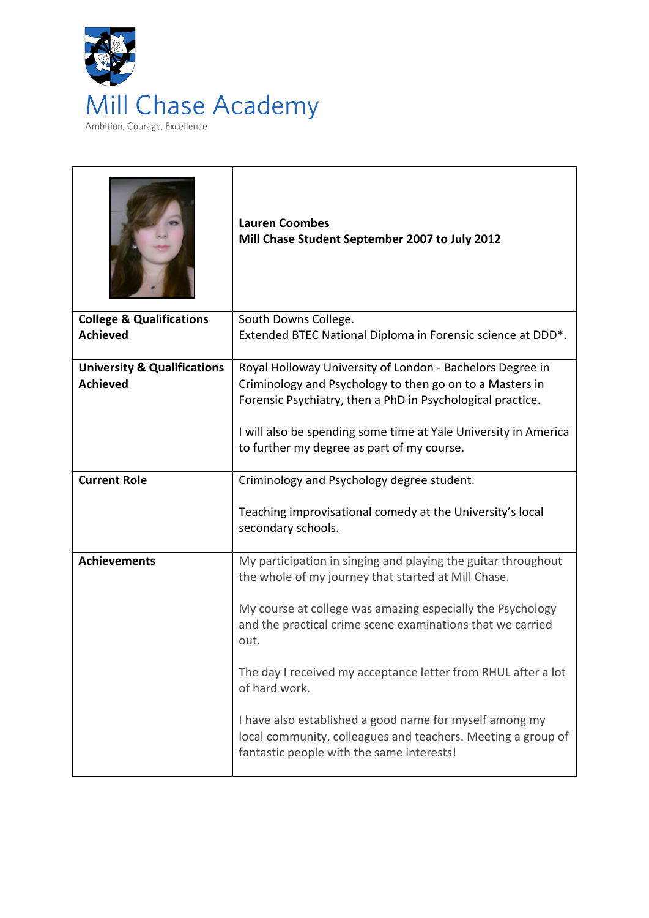# Mill Chase Academy

Ambition, Courage, Excellence

| | **Lauren Coombes**<br>**Mill Chase Student September 2007 to July 2012** |
|---|---|
| **College & Qualifications Achieved** | South Downs College.<br>Extended BTEC National Diploma in Forensic science at DDD*. |
| **University & Qualifications Achieved** | Royal Holloway University of London - Bachelors Degree in Criminology and Psychology to then go on to a Masters in Forensic Psychiatry, then a PhD in Psychological practice.<br><br>I will also be spending some time at Yale University in America to further my degree as part of my course. |
| **Current Role** | Criminology and Psychology degree student.<br><br>Teaching improvisational comedy at the University's local secondary schools. |
| **Achievements** | My participation in singing and playing the guitar throughout the whole of my journey that started at Mill Chase.<br><br>My course at college was amazing especially the Psychology and the practical crime scene examinations that we carried out.<br><br>The day I received my acceptance letter from RHUL after a lot of hard work.<br><br>I have also established a good name for myself among my local community, colleagues and teachers. Meeting a group of fantastic people with the same interests! |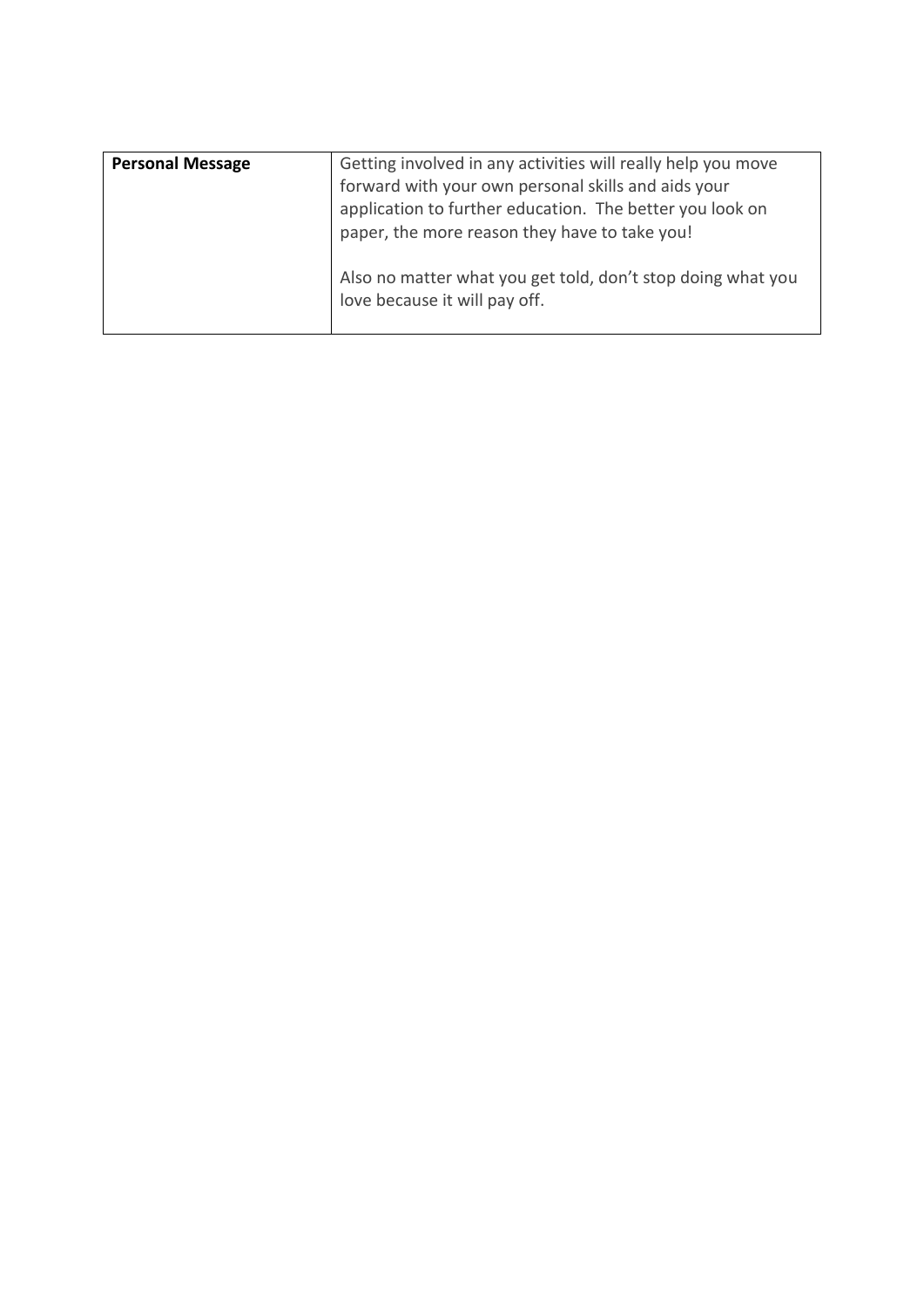| | |
|---|---|
| **Personal Message** | Getting involved in any activities will really help you move forward with your own personal skills and aids your application to further education. The better you look on paper, the more reason they have to take you!<br><br>Also no matter what you get told, don't stop doing what you love because it will pay off. |